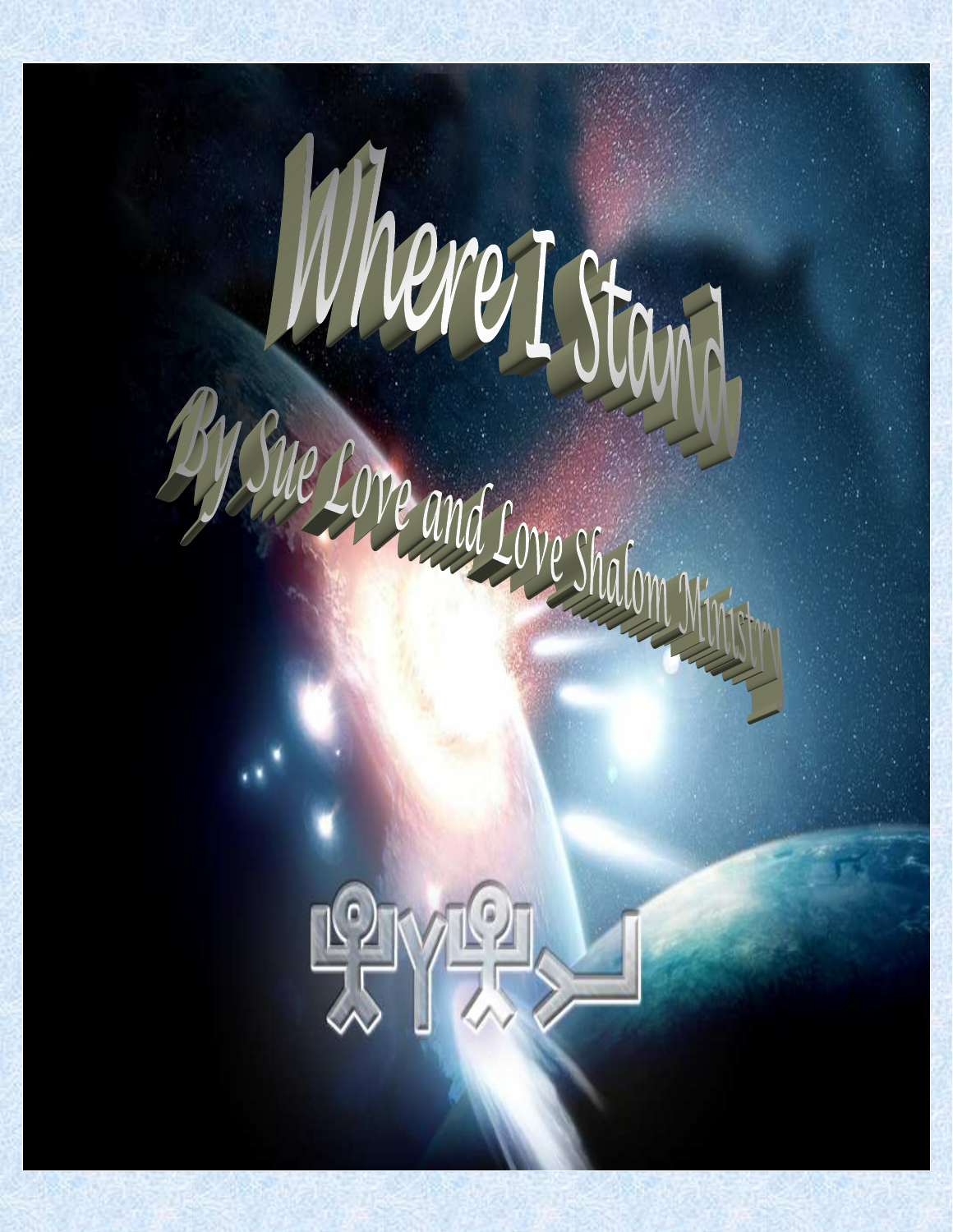# Where I Stand

## By Sue Love and Love Shalom Ministry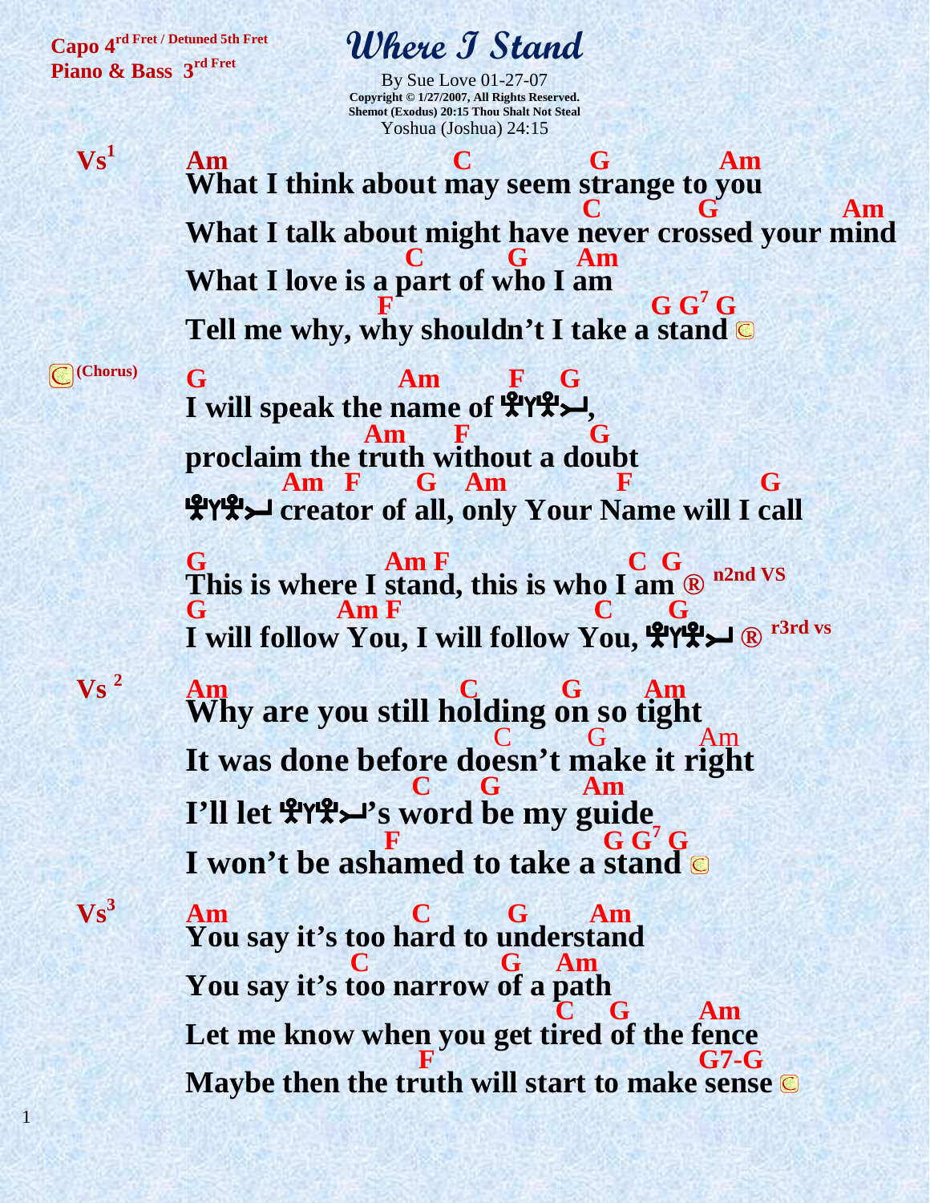**Capo 4rd Fret / Detuned 5th Fret**
**Piano & Bass 3rd Fret**

# Where I Stand

By Sue Love 01-27-07
**Copyright © 1/27/2007, All Rights Reserved.**
**Shemot (Exodus) 20:15 Thou Shalt Not Steal**
Yoshua (Joshua) 24:15

```
Vs1     Am                          C            G           Am
        What I think about may seem strange to you
                                                 C          G              Am
        What I talk about might have never crossed your mind
                               C         G      Am
        What I love is a part of who I am
                             F                            G G7 G
        Tell me why, why shouldn't I take a stand ©

(Chorus) G                      Am        F     G
        I will speak the name of 𐤉𐤄𐤅𐤄,
                              Am      F               G
        proclaim the truth without a doubt
                       Am   F      G    Am             F              G
        𐤉𐤄𐤅𐤄 creator of all, only Your Name will I call

        G                       Am F                        C  G
        This is where I stand, this is who I am ®  n2nd VS
        G                  Am F                      C      G
        I will follow You, I will follow You, 𐤉𐤄𐤅𐤄 ®  r3rd vs

Vs 2    Am                           C          G        Am
        Why are you still holding on so tight
                                        C         G          Am
        It was done before doesn't make it right
                                C       G          Am
        I'll let 𐤉𐤄𐤅𐤄's word be my guide
                               F                     G G7 G
        I won't be ashamed to take a stand ©

Vs3     Am                    C         G        Am
        You say it's too hard to understand
                           C           G    Am
        You say it's too narrow of a path
                                              C    G          Am
        Let me know when you get tired of the fence
                                F                          G7-G
        Maybe then the truth will start to make sense ©
```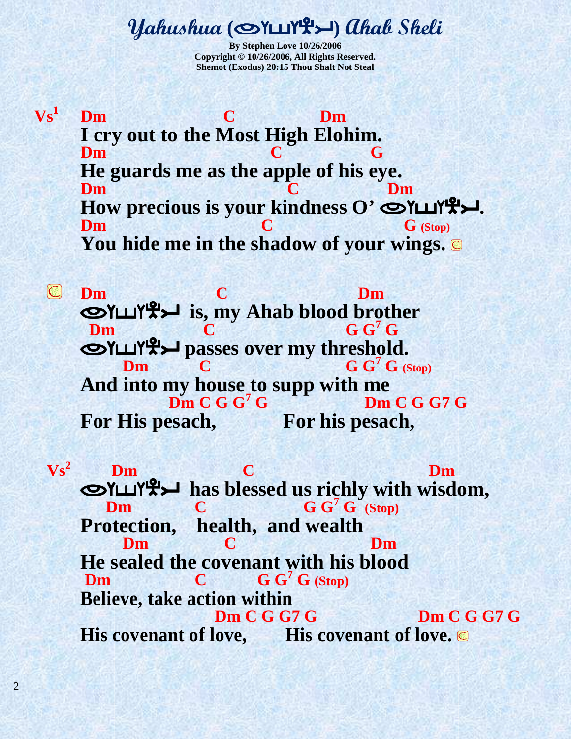# Yahushua (𐤏𐤅𐤔𐤄𐤉) Ahab Sheli

**By Stephen Love 10/26/2006**
**Copyright © 10/26/2006, All Rights Reserved.**
**Shemot (Exodus) 20:15 Thou Shalt Not Steal**

```
Vs1  Dm                    C             Dm
     I cry out to the Most High Elohim.
     Dm                          C              G
     He guards me as the apple of his eye.
     Dm                               C              Dm
     How precious is your kindness O' 𐤏𐤅𐤔𐤄𐤉.
     Dm                            C                  G (Stop)
     You hide me in the shadow of your wings. ©
```

```
©    Dm                C                        Dm
     𐤏𐤅𐤔𐤄𐤉 is, my Ahab blood brother
      Dm              C                     G G7 G
     𐤏𐤅𐤔𐤄𐤉 passes over my threshold.
          Dm          C                     G G7 G (Stop)
     And into my house to supp with me
                 Dm C G G7 G                 Dm C G G7 G
     For His pesach,           For his pesach,
```

```
Vs2    Dm                  C                           Dm
     𐤏𐤅𐤔𐤄𐤉 has blessed us richly with wisdom,
        Dm          C                G G7 G (Stop)
     Protection,    health,  and wealth
          Dm            C                      Dm
     He sealed the covenant with his blood
      Dm               C          G G7 G (Stop)
     Believe, take action within
                           Dm C G G7 G               Dm C G G7 G
     His covenant of love,         His covenant of love. ©
```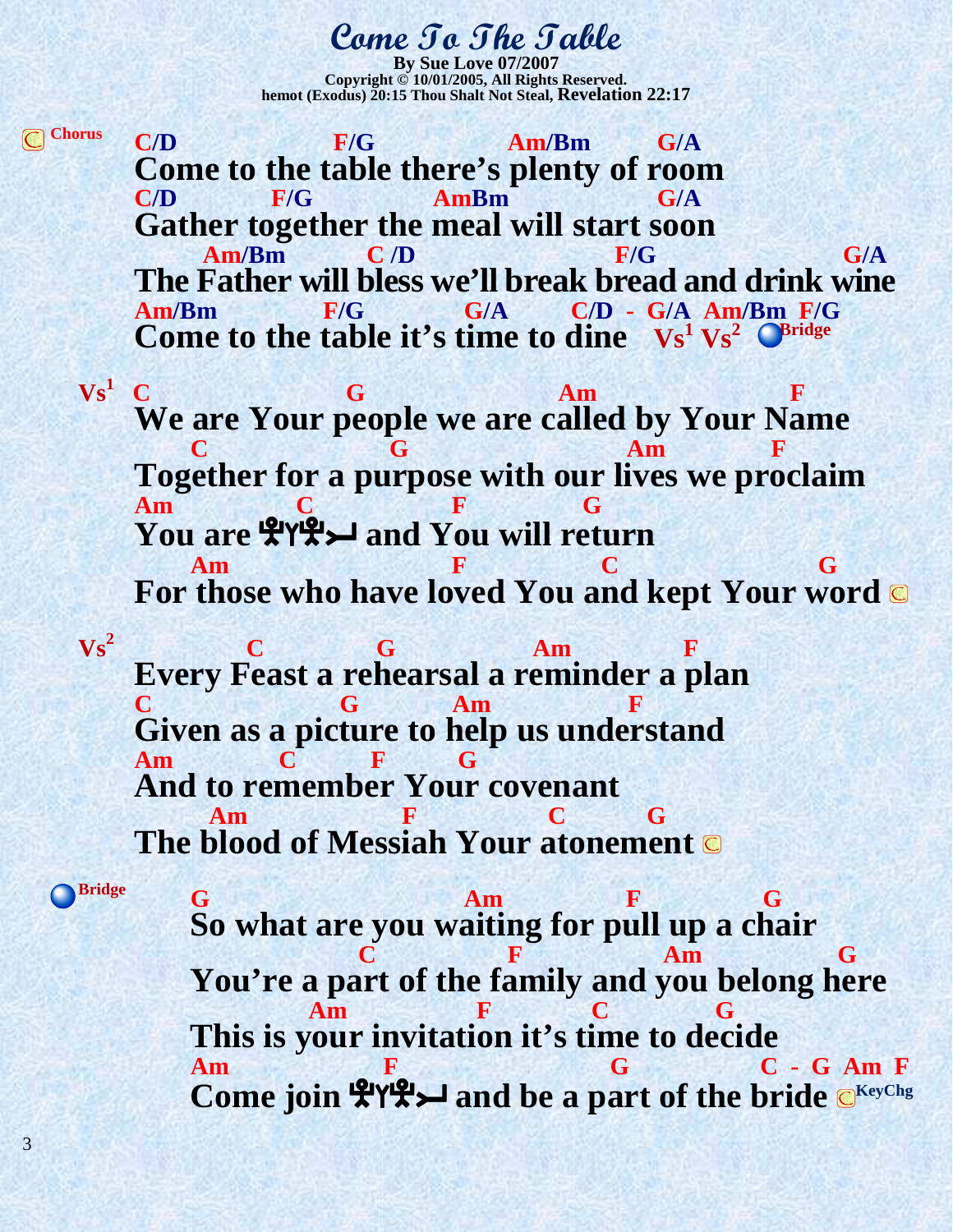# Come To The Table

**By Sue Love 07/2007**
**Copyright © 10/01/2005, All Rights Reserved.**
**hemot (Exodus) 20:15 Thou Shalt Not Steal, Revelation 22:17**

## Chorus

```
C/D                F/G               Am/Bm        G/A
Come to the table there's plenty of room
C/D          F/G              AmBm                G/A
Gather together the meal will start soon
     Am/Bm          C /D                      F/G                    G/A
The Father will bless we'll break bread and drink wine
Am/Bm             F/G             G/A        C/D  -  G/A  Am/Bm  F/G
Come to the table it's time to dine   Vs1 Vs2  Bridge
```

## Vs1

```
C                  G                       Am                      F
We are Your people we are called by Your Name
   C                    G                        Am           F
Together for a purpose with our lives we proclaim
Am          C               F           G
You are 𐤉𐤄𐤅𐤔𐤏 and You will return
   Am                      F               C                   G
For those who have loved You and kept Your word
```

## Vs2

```
           C          G               Am          F
Every Feast a rehearsal a reminder a plan
C                  G          Am              F
Given as a picture to help us understand
Am          C        F      G
And to remember Your covenant
     Am                 F              C         G
The blood of Messiah Your atonement
```

## Bridge

```
G                             Am               F            G
So what are you waiting for pull up a chair
              C                F                  Am               G
You're a part of the family and you belong here
          Am                 F            C            G
This is your invitation it's time to decide
Am                  F                       G                  C  -  G  Am  F
Come join 𐤉𐤄𐤅𐤔𐤏 and be a part of the bride  KeyChg
```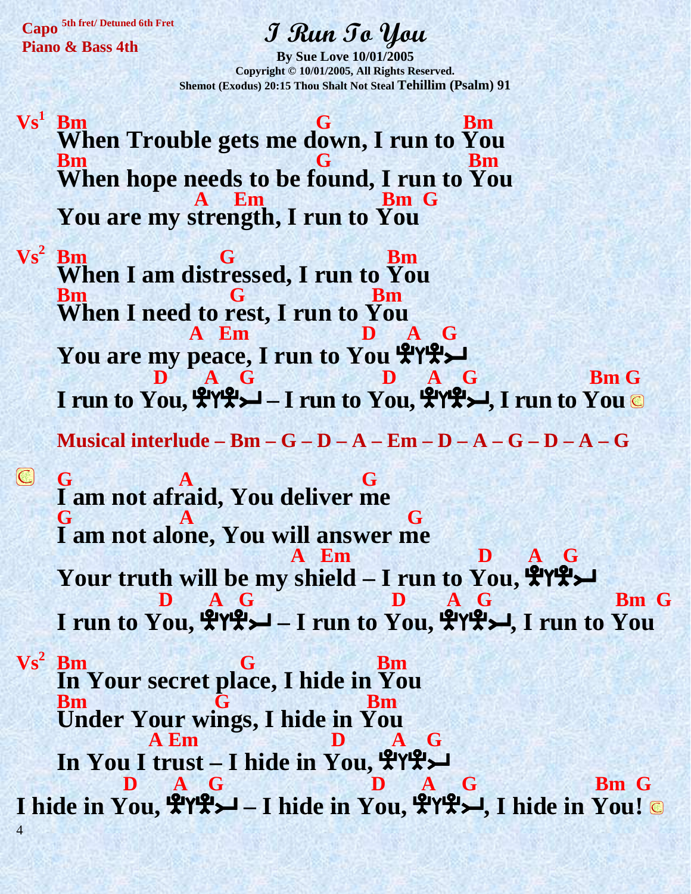**Capo** 5th fret/ Detuned 6th Fret
**Piano & Bass 4th**

# *I Run To You*

**By Sue Love 10/01/2005**
**Copyright © 10/01/2005, All Rights Reserved.**
**Shemot (Exodus) 20:15 Thou Shalt Not Steal Tehillim (Psalm) 91**

```
Vs1  Bm                                G                 Bm
     When Trouble gets me down, I run to You
     Bm                                G                  Bm
     When hope needs to be found, I run to You
                   A    Em                   Bm  G
     You are my strength, I run to You

Vs2  Bm                G                    Bm
     When I am distressed, I run to You
     Bm                 G                 Bm
     When I need to rest, I run to You
                  A  Em                 D    A    G
     You are my peace, I run to You ☺
               D     A   G                 D     A   G                 Bm G
     I run to You, ☺ – I run to You, ☺, I run to You

     Musical interlude – Bm – G – D – A – Em – D – A – G – D – A – G

     G            A                    G
     I am not afraid, You deliver me
     G            A                         G
     I am not alone, You will answer me
                                A  Em               D     A   G
     Your truth will be my shield – I run to You, ☺
               D     A   G                 D     A   G                 Bm  G
     I run to You, ☺ – I run to You, ☺, I run to You

Vs2  Bm                  G               Bm
     In Your secret place, I hide in You
     Bm               G                Bm
     Under Your wings, I hide in You
              A Em                 D       A   G
     In You I trust – I hide in You, ☺
             D     A   G                  D     A    G                  Bm  G
I hide in You, ☺ – I hide in You, ☺, I hide in You!
```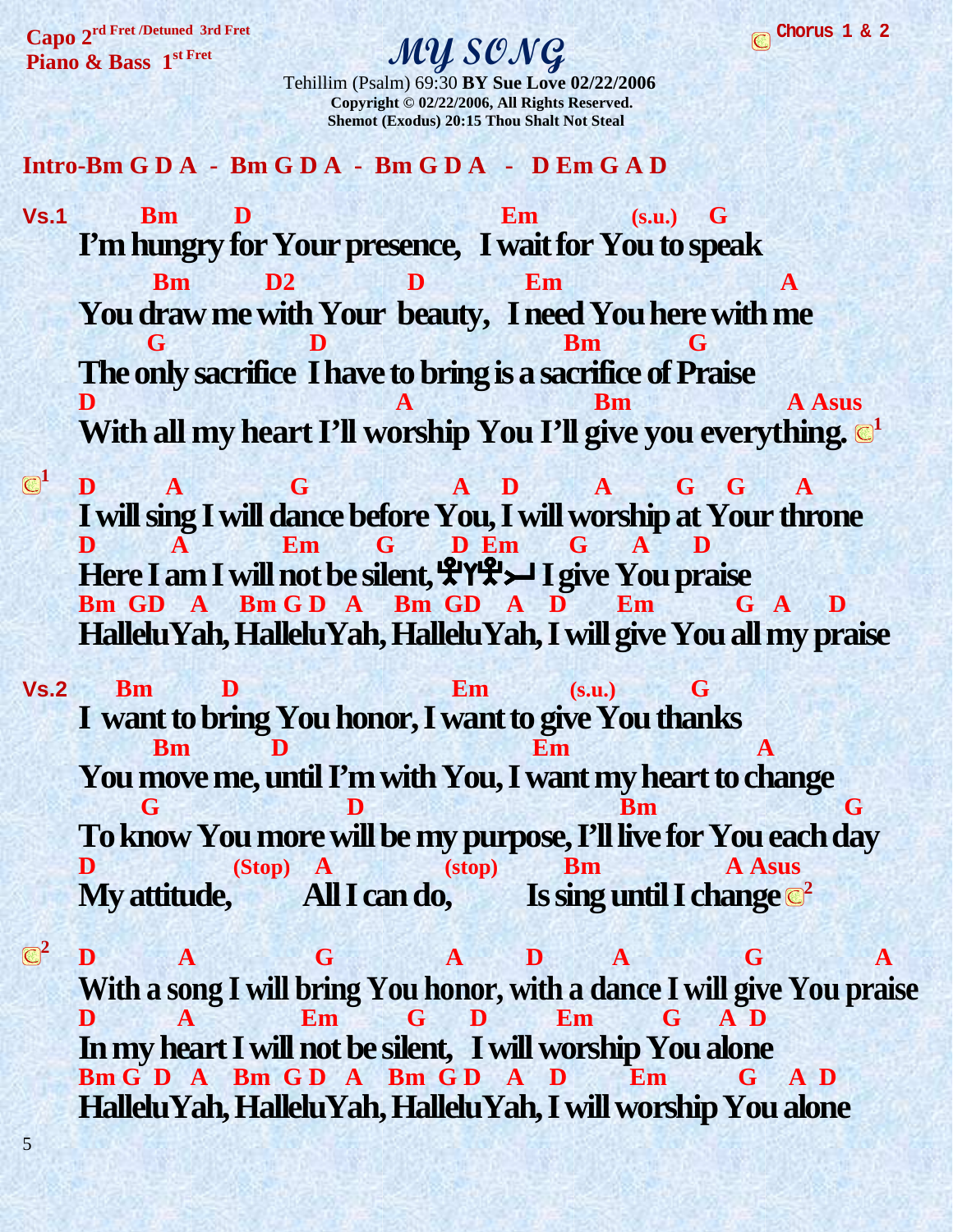**Capo 2[rd Fret /Detuned 3rd Fret]**
**Piano & Bass 1[st Fret]**

**Chorus 1 & 2**

# *MY SONG*

Tehillim (Psalm) 69:30 **BY Sue Love 02/22/2006**
**Copyright © 02/22/2006, All Rights Reserved.**
**Shemot (Exodus) 20:15 Thou Shalt Not Steal**

**Intro-Bm G D A - Bm G D A - Bm G D A - D Em G A D**

```
Vs.1     Bm       D                              Em         (s.u.)   G
     I'm hungry for Your presence,   I wait for You to speak
           Bm         D2            D          Em                        A
     You draw me with Your  beauty,   I need You here with me
          G                D                          Bm          G
     The only sacrifice  I have to bring is a sacrifice of Praise
     D                               A                  Bm              A Asus
     With all my heart I'll worship You I'll give you everything. [1]

[1]  D       A          G             A   D       A      G    G      A
     I will sing I will dance before You, I will worship at Your throne
     D       A          Em      G      D  Em     G     A     D
     Here I am I will not be silent, יהוה I give You praise
     Bm  GD    A    Bm G D   A    Bm  GD   A   D      Em        G  A    D
     HalleluYah, HalleluYah, HalleluYah, I will give You all my praise

Vs.2     Bm        D                          Em        (s.u.)       G
     I  want to bring You honor, I want to give You thanks
           Bm         D                              Em                  A
     You move me, until I'm with You, I want my heart to change
          G                      D                          Bm                 G
     To know You more will be my purpose, I'll live for You each day
     D            (Stop)   A            (stop)       Bm             A Asus
     My attitude,          All I can do,          Is sing until I change [2]

[2]  D         A           G            A        D        A            G            A
     With a song I will bring You honor, with a dance I will give You praise
     D         A           Em        G      D        Em        G    A  D
     In my heart I will not be silent,   I will worship You alone
     Bm G  D   A    Bm  G D   A    Bm  G D    A    D        Em        G    A  D
     HalleluYah, HalleluYah, HalleluYah, I will worship You alone
```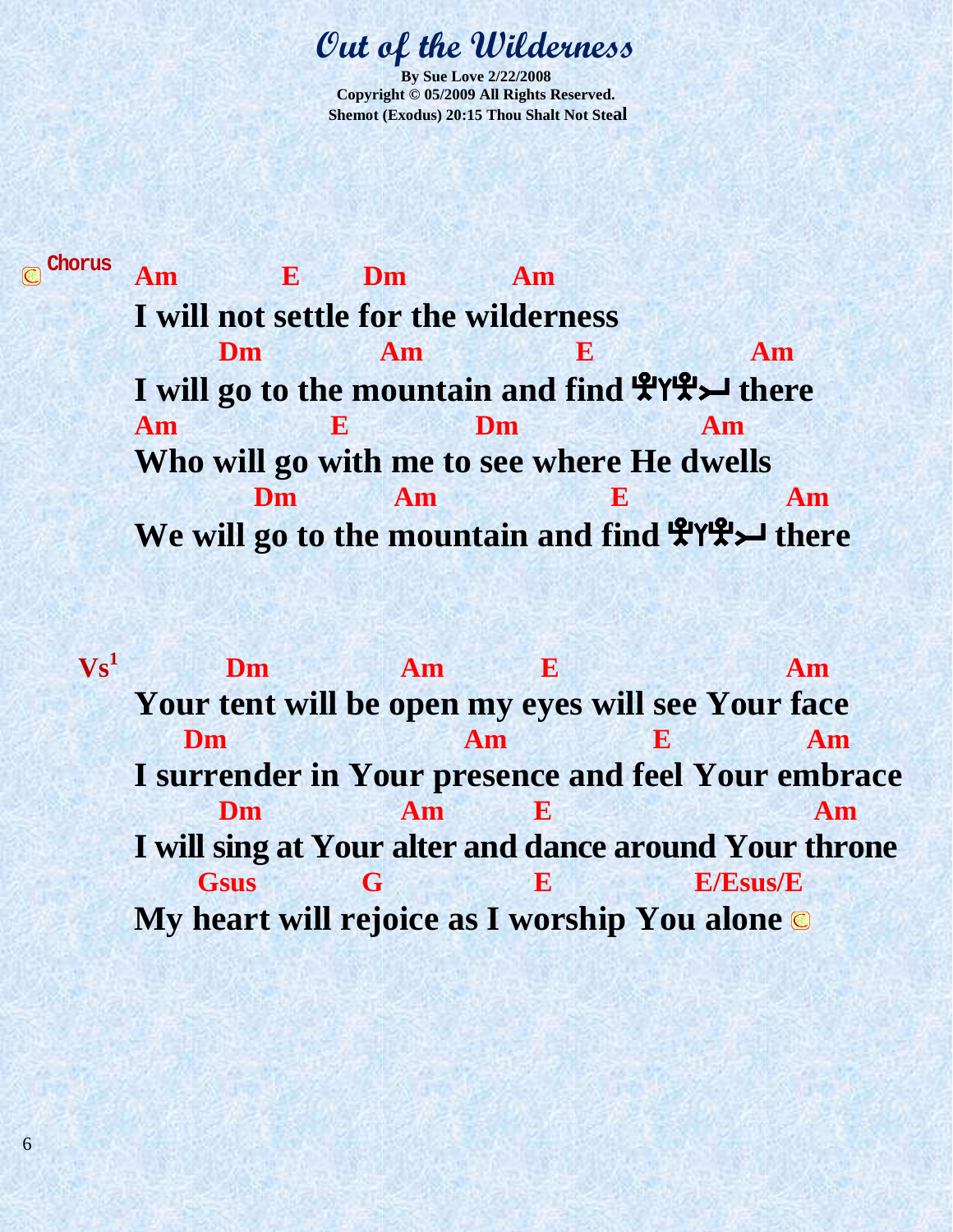# Out of the Wilderness

**By Sue Love 2/22/2008**
**Copyright © 05/2009 All Rights Reserved.**
**Shemot (Exodus) 20:15 Thou Shalt Not Steal**

**Chorus**

```
Am          E       Dm          Am
I will not settle for the wilderness
       Dm           Am            E              Am
I will go to the mountain and find 𐤉𐤄𐤅𐤄 there
Am             E              Dm              Am
Who will go with me to see where He dwells
          Dm          Am               E              Am
We will go to the mountain and find 𐤉𐤄𐤅𐤄 there
```

**Vs[1]**

```
        Dm           Am        E                    Am
Your tent will be open my eyes will see Your face
    Dm                   Am            E            Am
I surrender in Your presence and feel Your embrace
       Dm           Am        E                     Am
I will sing at Your alter and dance around Your throne
      Gsus        G             E             E/Esus/E
My heart will rejoice as I worship You alone
```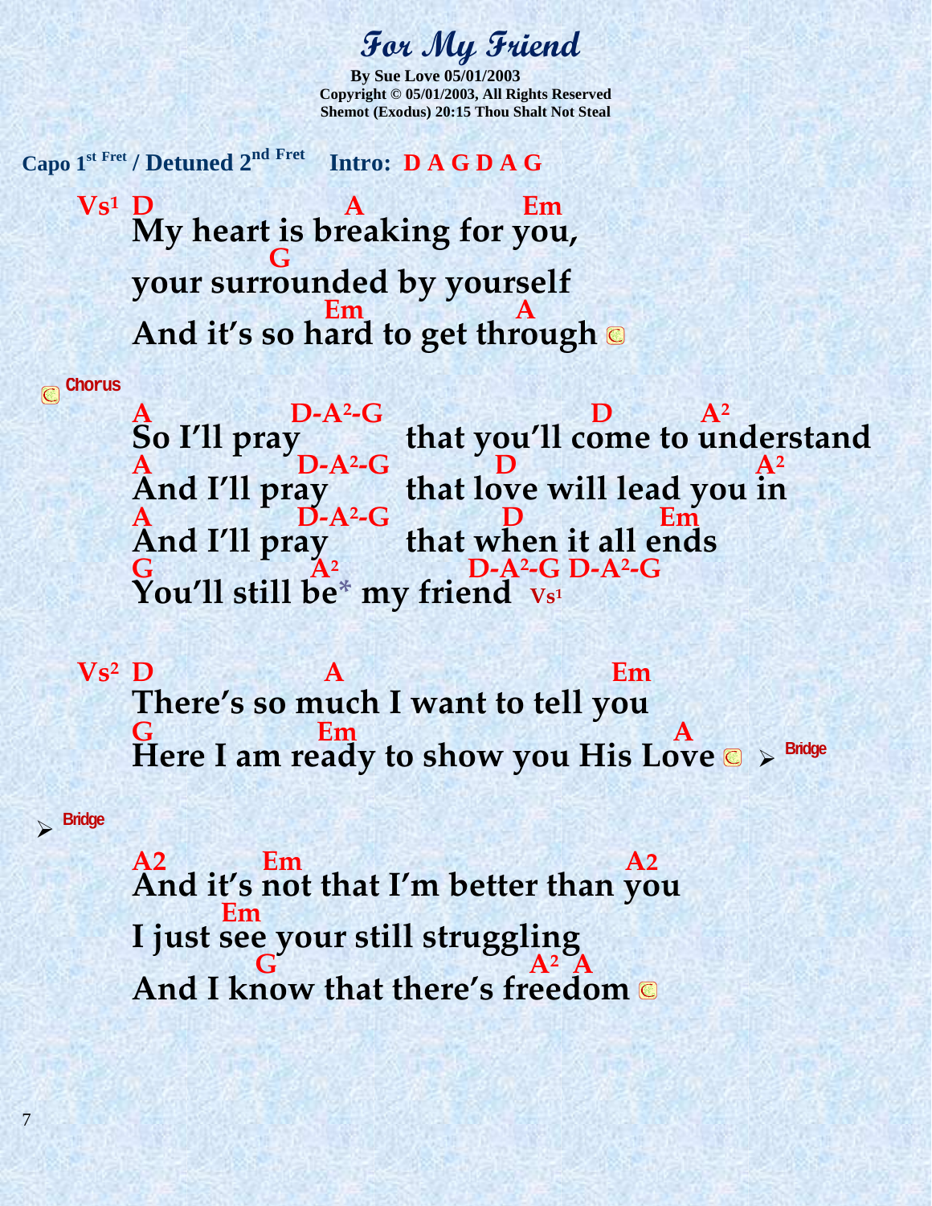# For My Friend

**By Sue Love 05/01/2003**
**Copyright © 05/01/2003, All Rights Reserved**
**Shemot (Exodus) 20:15 Thou Shalt Not Steal**

**Capo 1st Fret / Detuned 2nd Fret** **Intro: D A G D A G**

```
Vs¹ D                A               Em
    My heart is breaking for you,
               G
    your surrounded by yourself
                   Em             A
    And it's so hard to get through ©
```

**Chorus**

```
    A            D-A²-G              D        A²
    So I'll pray          that you'll come to understand
    A             D-A²-G         D                  A²
    And I'll pray         that love will lead you in
    A             D-A²-G         D            Em
    And I'll pray         that when it all ends
    G             A²              D-A²-G D-A²-G
    You'll still be* my friend  Vs¹
```

```
Vs² D             A                           Em
    There's so much I want to tell you
    G              Em                          A
    Here I am ready to show you His Love ©  ➢ Bridge
```

**➢ Bridge**

```
    A2         Em                           A2
    And it's not that I'm better than you
            Em
    I just see your still struggling
              G                       A² A
    And I know that there's freedom ©
```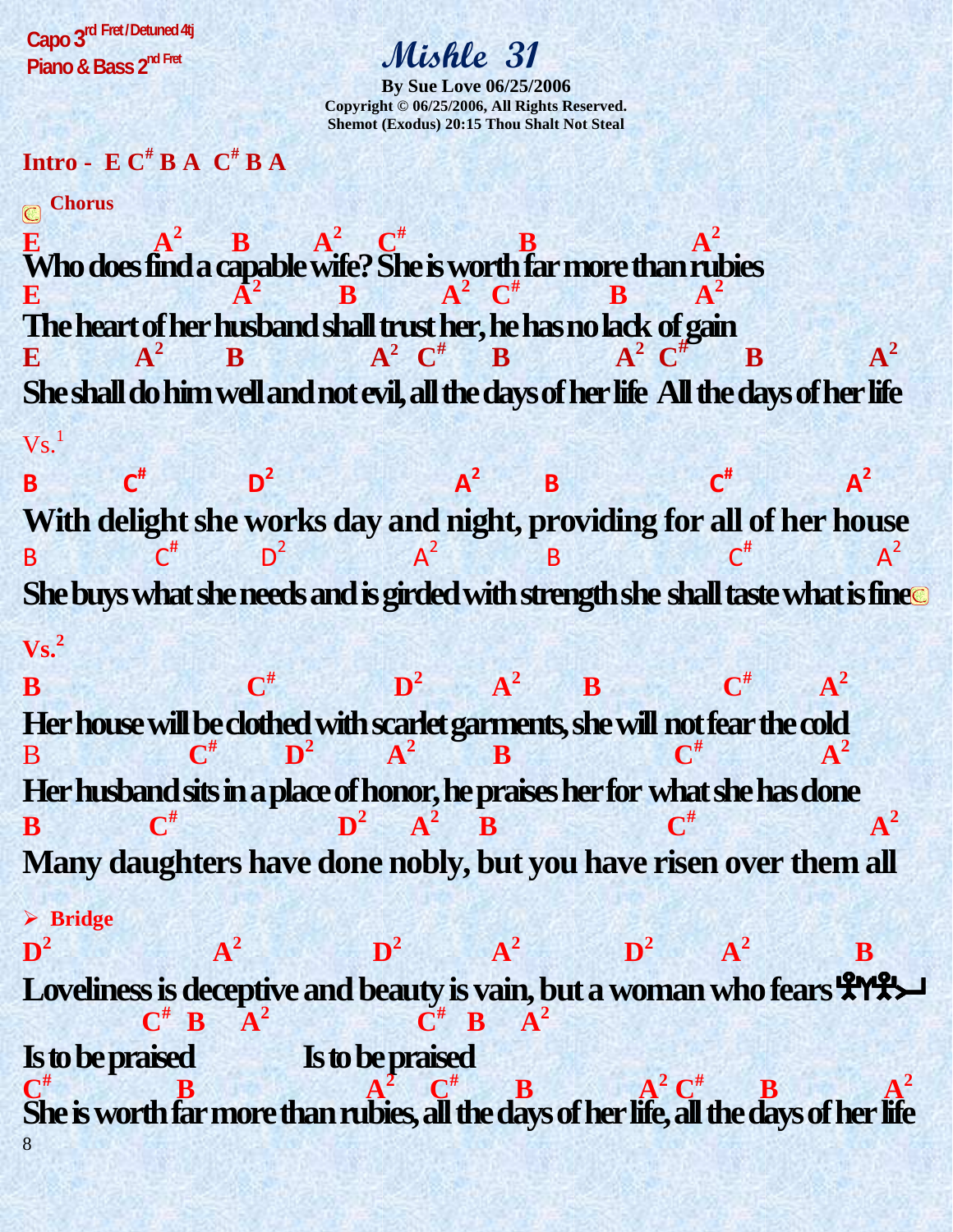Capo 3rd Fret / Detuned 4tj
Piano & Bass 2nd Fret

# Mishle 31

**By Sue Love 06/25/2006**
**Copyright © 06/25/2006, All Rights Reserved.**
**Shemot (Exodus) 20:15 Thou Shalt Not Steal**

**Intro - E C# B A C# B A**

**Chorus**

```
E          A2     B      A2    C#           B              A2
Who does find a capable wife? She is worth far more than rubies
E                 A2        B        A2  C#          B      A2
The heart of her husband shall trust her, he has no lack of gain
E          A2      B             A2  C#     B          A2  C#     B          A2
She shall do him well and not evil, all the days of her life  All the days of her life
```

Vs.1

```
B        C#        D2                  A2      B              C#         A2
With delight she works day and night, providing for all of her house
B           C#        D2            A2            B             C#           A2
She buys what she needs and is girded with strength she shall taste what is fine
```

**Vs.2**

```
B                  C#          D2      A2      B           C#      A2
Her house will be clothed with scarlet garments, she will not fear the cold
B             C#      D2      A2        B               C#        A2
Her husband sits in a place of honor, he praises her for what she has done
B         C#               D2    A2    B                 C#               A2
Many daughters have done nobly, but you have risen over them all
```

**Bridge**

```
D2              A2           D2         A2          D2      A2           B
Loveliness is deceptive and beauty is vain, but a woman who fears יהוה
         C#  B   A2                 C#  B    A2
Is to be praised            Is to be praised
C#          B              A2   C#      B         A2 C#     B          A2
She is worth far more than rubies, all the days of her life, all the days of her life
```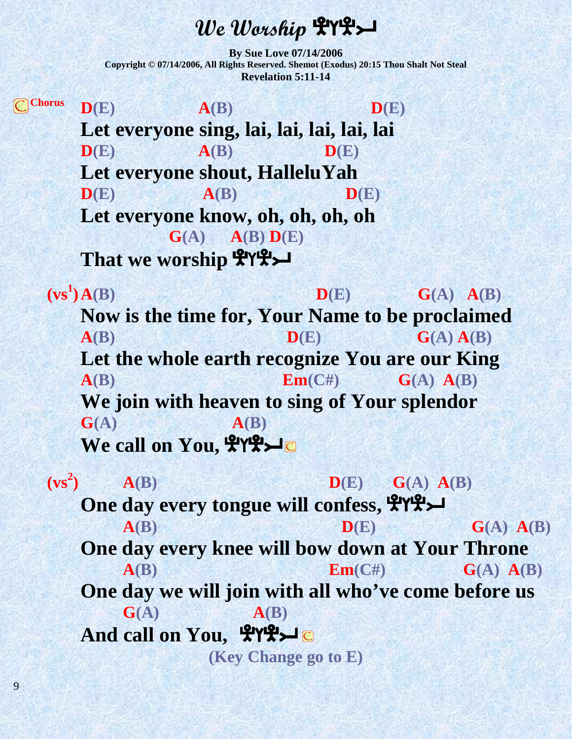# We Worship 𐤉𐤄𐤅𐤄

**By Sue Love 07/14/2006**
**Copyright © 07/14/2006, All Rights Reserved. Shemot (Exodus) 20:15 Thou Shalt Not Steal**
**Revelation 5:11-14**

```
Chorus  D(E)          A(B)                    D(E)
        Let everyone sing, lai, lai, lai, lai, lai
        D(E)          A(B)              D(E)
        Let everyone shout, HalleluYah
        D(E)           A(B)                 D(E)
        Let everyone know, oh, oh, oh, oh
                  G(A)     A(B) D(E)
        That we worship 𐤉𐤄𐤅𐤄

(vs1)   A(B)                              D(E)          G(A)   A(B)
        Now is the time for, Your Name to be proclaimed
        A(B)                          D(E)                G(A) A(B)
        Let the whole earth recognize You are our King
        A(B)                          Em(C#)          G(A)  A(B)
        We join with heaven to sing of Your splendor
        G(A)                A(B)
        We call on You, 𐤉𐤄𐤅𐤄

(vs2)       A(B)                              D(E)      G(A)  A(B)
        One day every tongue will confess, 𐤉𐤄𐤅𐤄
            A(B)                              D(E)                G(A)  A(B)
        One day every knee will bow down at Your Throne
            A(B)                              Em(C#)              G(A)  A(B)
        One day we will join with all who've come before us
            G(A)               A(B)
        And call on You,  𐤉𐤄𐤅𐤄
```

**(Key Change go to E)**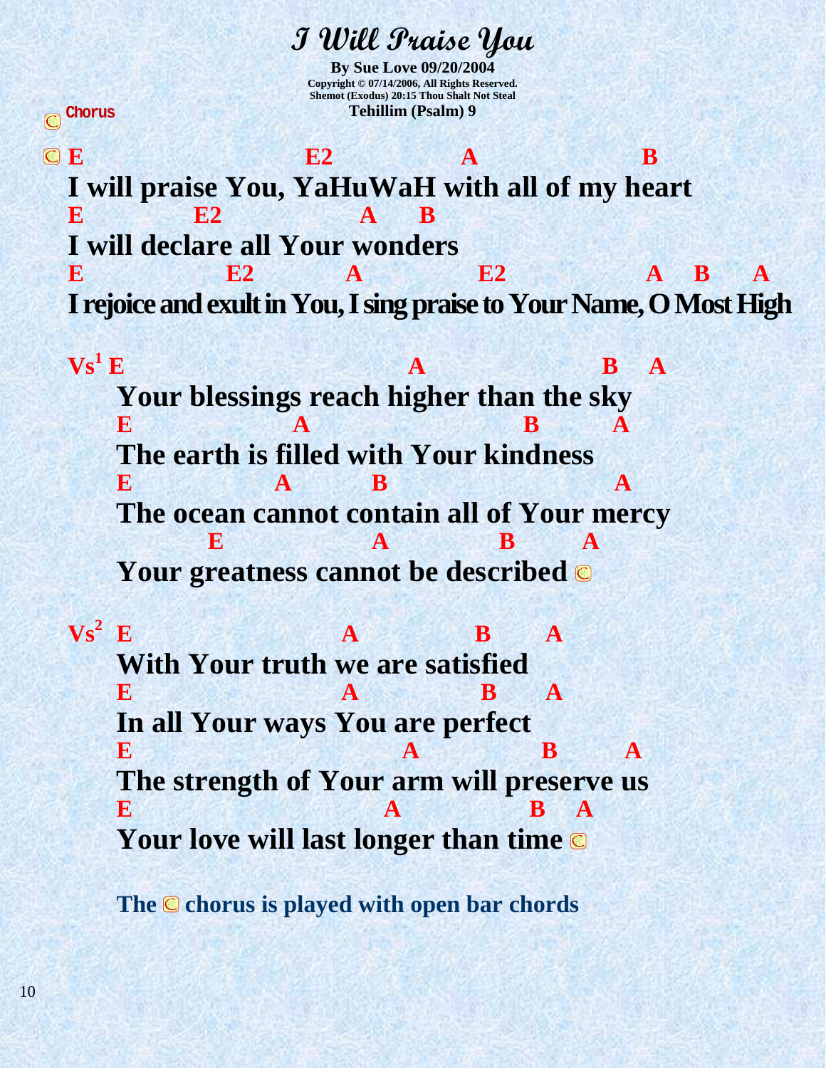# I Will Praise You

**By Sue Love 09/20/2004**
**Copyright © 07/14/2006, All Rights Reserved.**
**Shemot (Exodus) 20:15 Thou Shalt Not Steal**
**Tehillim (Psalm) 9**

Chorus

```
E                    E2            A               B
I will praise You, YaHuWaH with all of my heart
E          E2             A     B
I will declare all Your wonders
E              E2          A           E2             A    B    A
I rejoice and exult in You, I sing praise to Your Name, O Most High
```

Vs[1]

```
E                          A                 B    A
Your blessings reach higher than the sky
E              A                    B       A
The earth is filled with Your kindness
E            A        B                   A
The ocean cannot contain all of Your mercy
        E           A            B       A
Your greatness cannot be described
```

Vs[2]

```
E                    A           B      A
With Your truth we are satisfied
E                    A            B      A
In all Your ways You are perfect
E                         A            B        A
The strength of Your arm will preserve us
E                       A           B    A
Your love will last longer than time
```

**The chorus is played with open bar chords**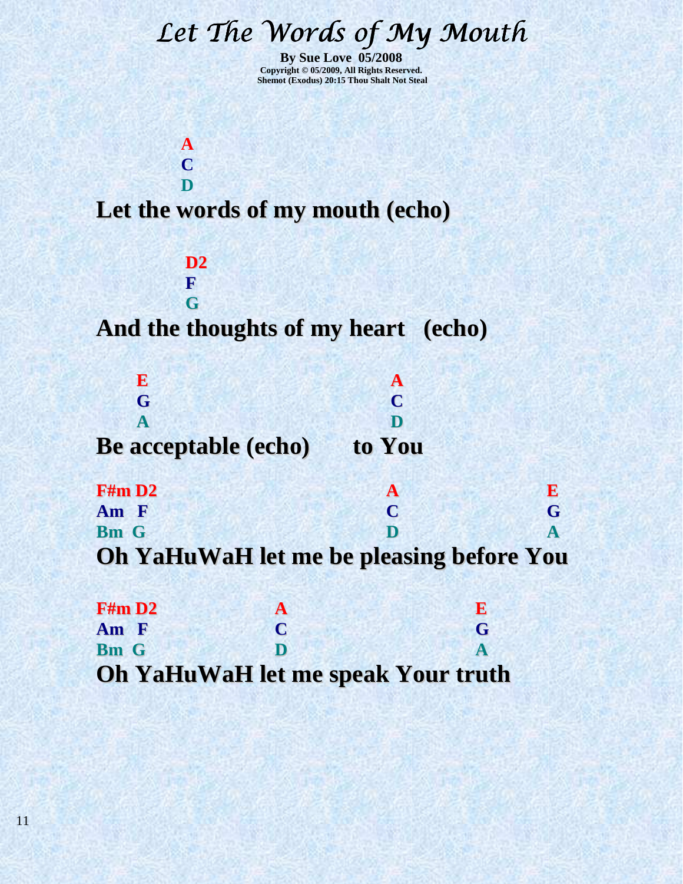# *Let The Words of My Mouth*

**By Sue Love 05/2008**
**Copyright © 05/2009, All Rights Reserved.**
**Shemot (Exodus) 20:15 Thou Shalt Not Steal**

```
          A
          C
          D
Let the words of my mouth (echo)

          D2
          F
          G
And the thoughts of my heart   (echo)

   E                        A
   G                        C
   A                        D
Be acceptable (echo)      to You

F#m D2                      A               E
Am  F                       C               G
Bm  G                       D               A
Oh YaHuWaH let me be pleasing before You

F#m D2           A                  E
Am  F            C                  G
Bm  G            D                  A
Oh YaHuWaH let me speak Your truth
```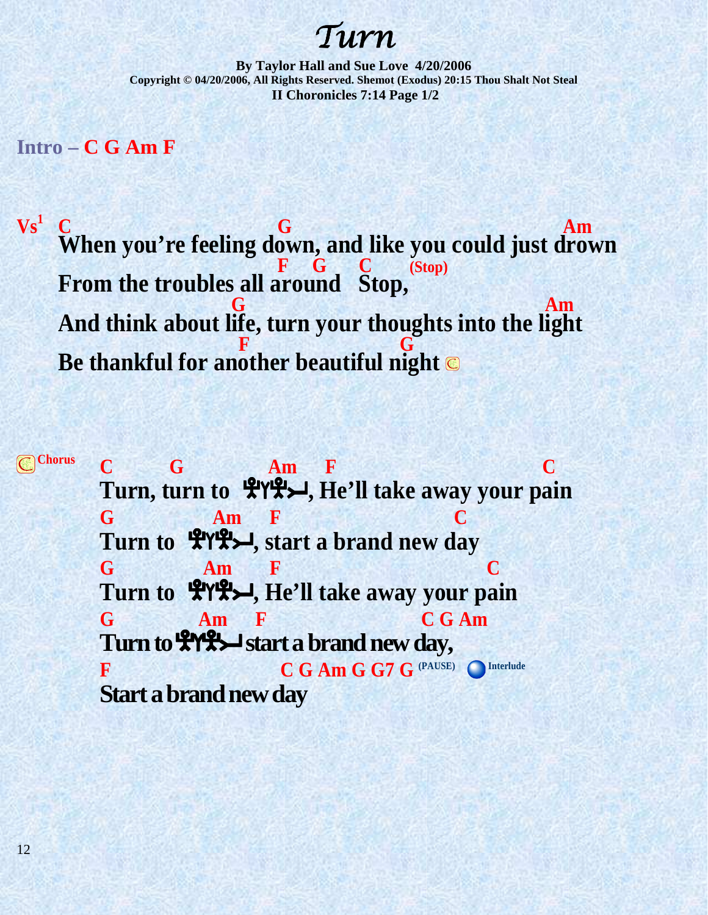# Turn

**By Taylor Hall and Sue Love 4/20/2006**
**Copyright © 04/20/2006, All Rights Reserved. Shemot (Exodus) 20:15 Thou Shalt Not Steal**
**II Choronicles 7:14 Page 1/2**

**Intro – C G Am F**

```
Vs1  C                              G                                   Am
     When you're feeling down, and like you could just drown
                                  F    G     C      (Stop)
     From the troubles all around   Stop,
                        G                                            Am
     And think about life, turn your thoughts into the light
                            F                        G
     Be thankful for another beautiful night
```

```
Chorus  C        G              Am     F                        C
        Turn, turn to  𐤉𐤄𐤅𐤄, He'll take away your pain
        G             Am     F                        C
        Turn to  𐤉𐤄𐤅𐤄, start a brand new day
        G            Am      F                            C
        Turn to  𐤉𐤄𐤅𐤄, He'll take away your pain
        G           Am     F                        C G Am
        Turn to 𐤉𐤄𐤅𐤄 start a brand new day,
        F                          C G Am G G7 G (PAUSE)   Interlude
        Start a brand new day
```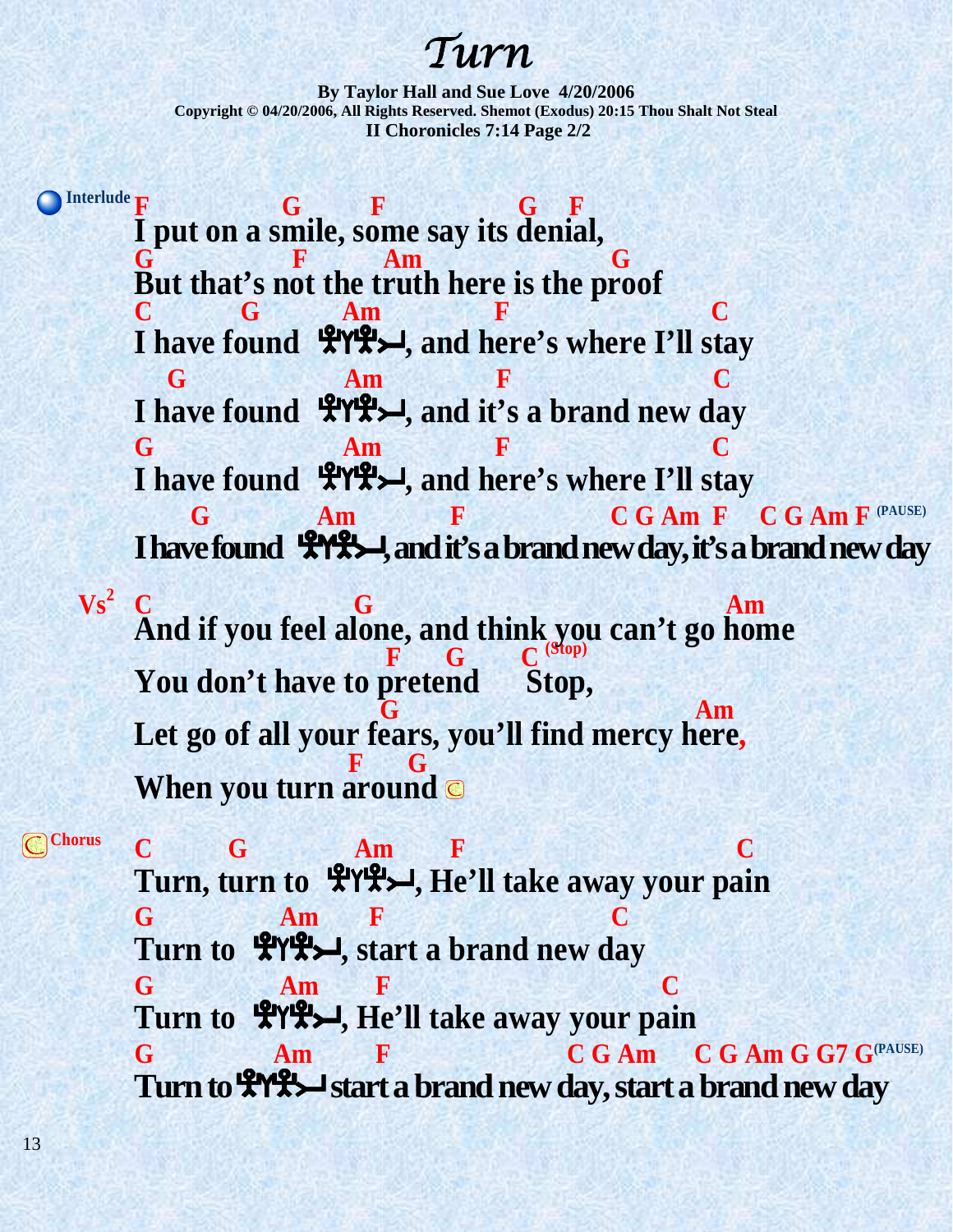# Turn

**By Taylor Hall and Sue Love 4/20/2006**
**Copyright © 04/20/2006, All Rights Reserved. Shemot (Exodus) 20:15 Thou Shalt Not Steal**
**II Chronicles 7:14 Page 2/2**

**Interlude**

```
F               G       F                 G    F
I put on a smile, some say its denial,
G              F       Am                    G
But that's not the truth here is the proof
C          G          Am              F                    C
I have found  𐤉𐤄𐤅𐤄, and here's where I'll stay
   G                  Am              F                    C
I have found  𐤉𐤄𐤅𐤄, and it's a brand new day
G                     Am              F                    C
I have found  𐤉𐤄𐤅𐤄, and here's where I'll stay
     G              Am           F                 C G Am  F    C G Am F (PAUSE)
I have found  𐤉𐤄𐤅𐤄, and it's a brand new day, it's a brand new day
```

**Vs2**

```
C                             G                                  Am
And if you feel alone, and think you can't go home
                            F       G        C (Stop)
You don't have to pretend       Stop,
                            G                                Am
Let go of all your fears, you'll find mercy here,
                        F       G
When you turn around
```

**Chorus**

```
C          G              Am        F                                    C
Turn, turn to  𐤉𐤄𐤅𐤄, He'll take away your pain
G               Am        F                         C
Turn to  𐤉𐤄𐤅𐤄, start a brand new day
G               Am        F                            C
Turn to  𐤉𐤄𐤅𐤄, He'll take away your pain
G              Am         F                  C G Am     C G Am G G7 G (PAUSE)
Turn to 𐤉𐤄𐤅𐤄 start a brand new day, start a brand new day
```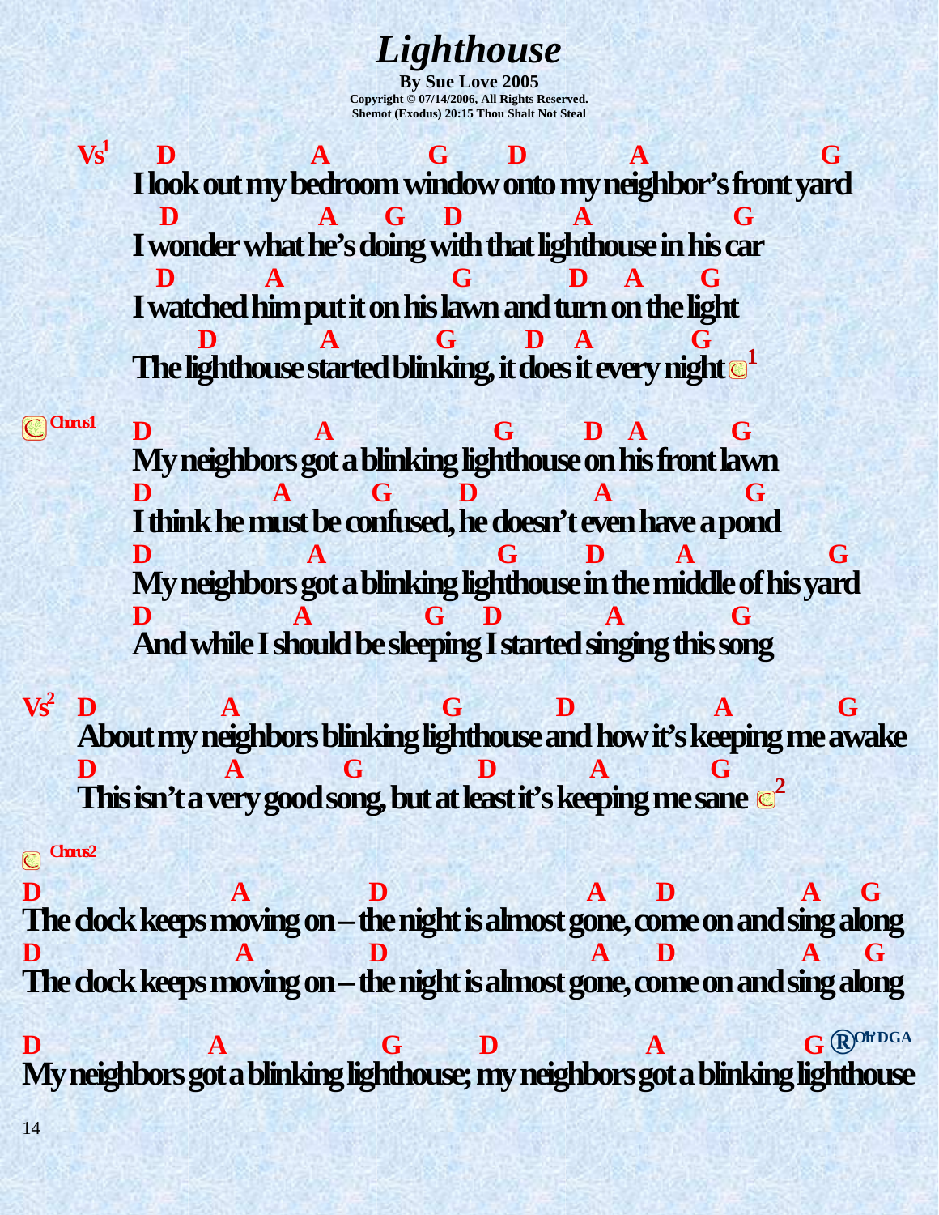# *Lighthouse*

**By Sue Love 2005**
**Copyright © 07/14/2006, All Rights Reserved.**
**Shemot (Exodus) 20:15 Thou Shalt Not Steal**

```
Vs1   D            A          G      D          A                G
      I look out my bedroom window onto my neighbor's front yard
        D           A    G    D           A             G
      I wonder what he's doing with that lighthouse in his car
        D       A                G          D   A    G
      I watched him put it on his lawn and turn on the light
          D          A          G      D  A         G
      The lighthouse started blinking, it does it every night C1
```

```
C Chorus1
      D               A                 G       D  A       G
      My neighbors got a blinking lighthouse on his front lawn
      D           A        G       D            A            G
      I think he must be confused, he doesn't even have a pond
      D                A                  G        D      A           G
      My neighbors got a blinking lighthouse in the middle of his yard
      D              A          G   D           A          G
      And while I should be sleeping I started singing this song
```

```
Vs2 D             A                       G          D            A         G
    About my neighbors blinking lighthouse and how it's keeping me awake
    D            A          G            D          A          G
    This isn't a very good song, but at least it's keeping me sane C2
```

```
C Chorus2
D                  A           D                      A      D            A    G
The clock keeps moving on – the night is almost gone, come on and sing along
D                  A           D                      A      D            A    G
The clock keeps moving on – the night is almost gone, come on and sing along

D                A               G        D               A              G (R) Ohr DGA
My neighbors got a blinking lighthouse; my neighbors got a blinking lighthouse
```